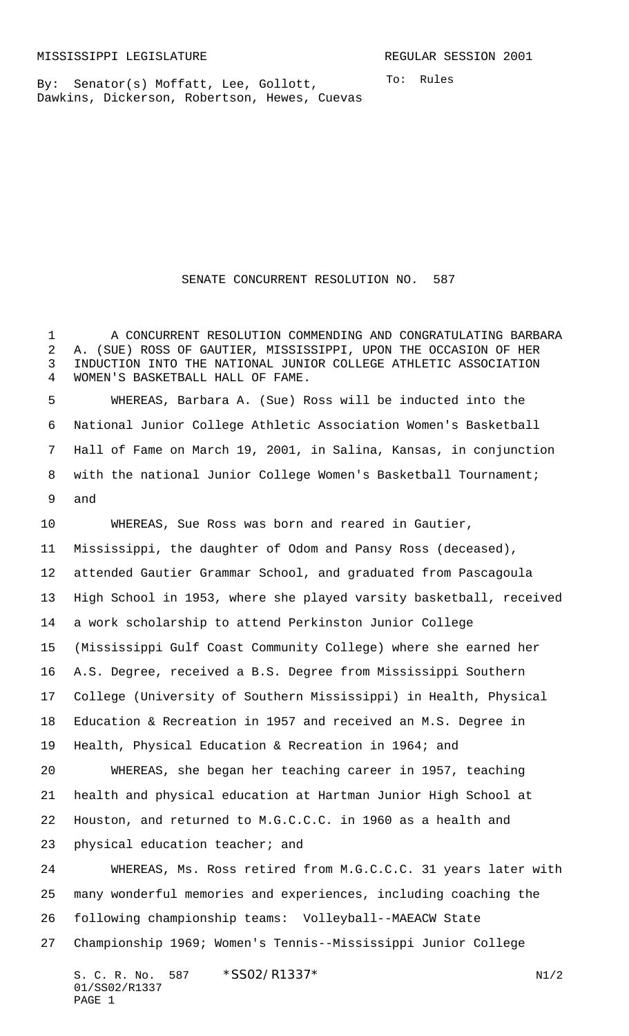MISSISSIPPI LEGISLATURE REGULAR SESSION 2001

By: Senator(s) Moffatt, Lee, Gollott, Dawkins, Dickerson, Robertson, Hewes, Cuevas

To: Rules

# SENATE CONCURRENT RESOLUTION NO. 587

A CONCURRENT RESOLUTION COMMENDING AND CONGRATULATING BARBARA A. (SUE) ROSS OF GAUTIER, MISSISSIPPI, UPON THE OCCASION OF HER INDUCTION INTO THE NATIONAL JUNIOR COLLEGE ATHLETIC ASSOCIATION WOMEN'S BASKETBALL HALL OF FAME.

WHEREAS, Barbara A. (Sue) Ross will be inducted into the National Junior College Athletic Association Women's Basketball Hall of Fame on March 19, 2001, in Salina, Kansas, in conjunction with the national Junior College Women's Basketball Tournament; and

WHEREAS, Sue Ross was born and reared in Gautier, Mississippi, the daughter of Odom and Pansy Ross (deceased), attended Gautier Grammar School, and graduated from Pascagoula High School in 1953, where she played varsity basketball, received a work scholarship to attend Perkinston Junior College (Mississippi Gulf Coast Community College) where she earned her A.S. Degree, received a B.S. Degree from Mississippi Southern College (University of Southern Mississippi) in Health, Physical Education & Recreation in 1957 and received an M.S. Degree in Health, Physical Education & Recreation in 1964; and

WHEREAS, she began her teaching career in 1957, teaching health and physical education at Hartman Junior High School at Houston, and returned to M.G.C.C.C. in 1960 as a health and physical education teacher; and

WHEREAS, Ms. Ross retired from M.G.C.C.C. 31 years later with many wonderful memories and experiences, including coaching the following championship teams: Volleyball--MAEACW State Championship 1969; Women's Tennis--Mississippi Junior College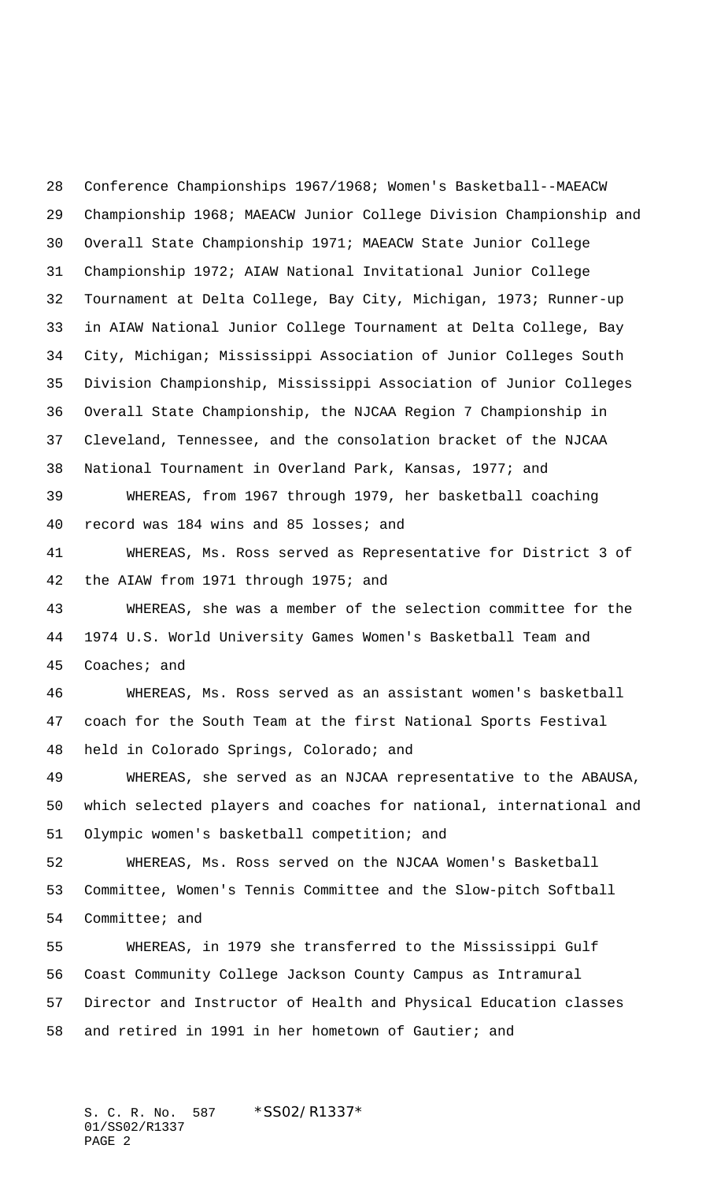Conference Championships 1967/1968; Women's Basketball--MAEACW Championship 1968; MAEACW Junior College Division Championship and Overall State Championship 1971; MAEACW State Junior College Championship 1972; AIAW National Invitational Junior College Tournament at Delta College, Bay City, Michigan, 1973; Runner-up in AIAW National Junior College Tournament at Delta College, Bay City, Michigan; Mississippi Association of Junior Colleges South Division Championship, Mississippi Association of Junior Colleges Overall State Championship, the NJCAA Region 7 Championship in Cleveland, Tennessee, and the consolation bracket of the NJCAA National Tournament in Overland Park, Kansas, 1977; and

WHEREAS, from 1967 through 1979, her basketball coaching record was 184 wins and 85 losses; and

WHEREAS, Ms. Ross served as Representative for District 3 of the AIAW from 1971 through 1975; and

WHEREAS, she was a member of the selection committee for the 1974 U.S. World University Games Women's Basketball Team and Coaches; and

WHEREAS, Ms. Ross served as an assistant women's basketball coach for the South Team at the first National Sports Festival held in Colorado Springs, Colorado; and

WHEREAS, she served as an NJCAA representative to the ABAUSA, which selected players and coaches for national, international and Olympic women's basketball competition; and

WHEREAS, Ms. Ross served on the NJCAA Women's Basketball Committee, Women's Tennis Committee and the Slow-pitch Softball Committee; and

WHEREAS, in 1979 she transferred to the Mississippi Gulf Coast Community College Jackson County Campus as Intramural Director and Instructor of Health and Physical Education classes and retired in 1991 in her hometown of Gautier; and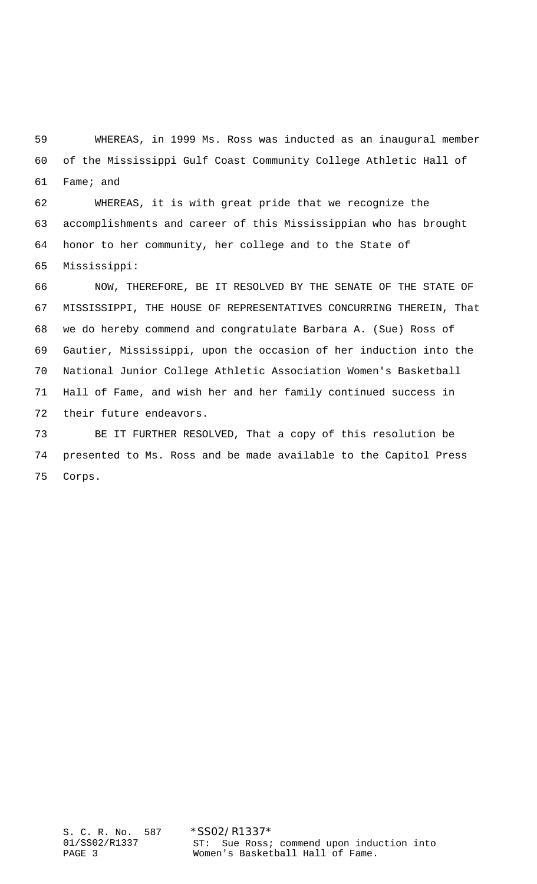WHEREAS, in 1999 Ms. Ross was inducted as an inaugural member of the Mississippi Gulf Coast Community College Athletic Hall of Fame; and

WHEREAS, it is with great pride that we recognize the accomplishments and career of this Mississippian who has brought honor to her community, her college and to the State of Mississippi:

NOW, THEREFORE, BE IT RESOLVED BY THE SENATE OF THE STATE OF MISSISSIPPI, THE HOUSE OF REPRESENTATIVES CONCURRING THEREIN, That we do hereby commend and congratulate Barbara A. (Sue) Ross of Gautier, Mississippi, upon the occasion of her induction into the National Junior College Athletic Association Women's Basketball Hall of Fame, and wish her and her family continued success in their future endeavors.

BE IT FURTHER RESOLVED, That a copy of this resolution be presented to Ms. Ross and be made available to the Capitol Press Corps.